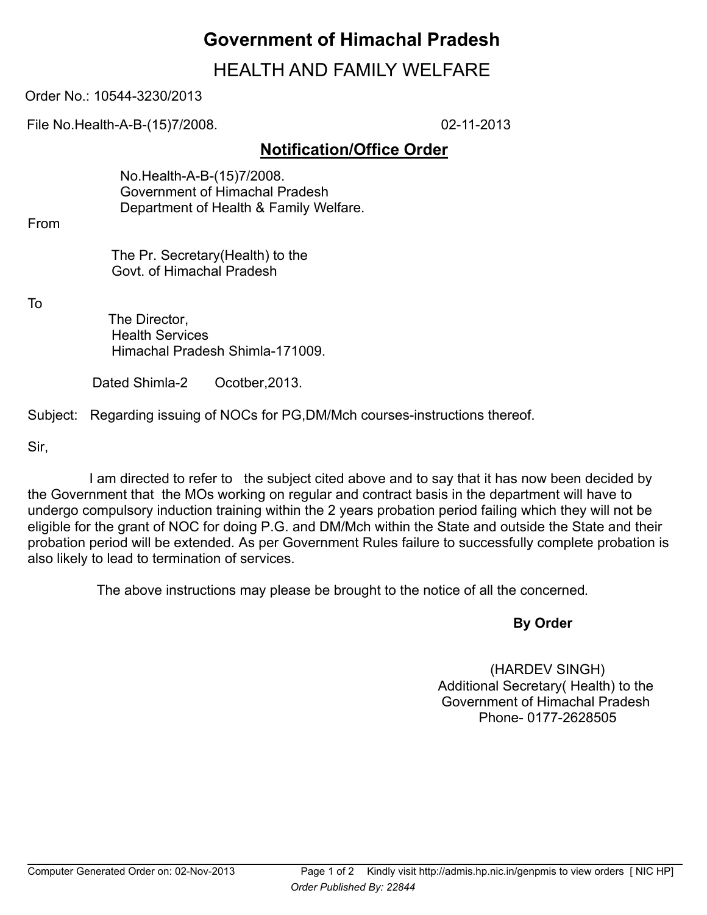# Government of Himachal Pradesh

## HEALTH AND FAMILY WELFARE

Order No.: 10544-3230/2013

File No.Health-A-B-(15)7/2008. 02-11-2013

### Notification/Office Order

No.Health-A-B-(15)7/2008.
Government of Himachal Pradesh
Department of Health & Family Welfare.

From

The Pr. Secretary(Health) to the
Govt. of Himachal Pradesh

To

The Director,
Health Services
Himachal Pradesh Shimla-171009.

Dated Shimla-2 Ocotber,2013.

Subject: Regarding issuing of NOCs for PG,DM/Mch courses-instructions thereof.

Sir,

I am directed to refer to the subject cited above and to say that it has now been decided by the Government that the MOs working on regular and contract basis in the department will have to undergo compulsory induction training within the 2 years probation period failing which they will not be eligible for the grant of NOC for doing P.G. and DM/Mch within the State and outside the State and their probation period will be extended. As per Government Rules failure to successfully complete probation is also likely to lead to termination of services.

The above instructions may please be brought to the notice of all the concerned.

**By Order**

(HARDEV SINGH)
Additional Secretary( Health) to the
Government of Himachal Pradesh
Phone- 0177-2628505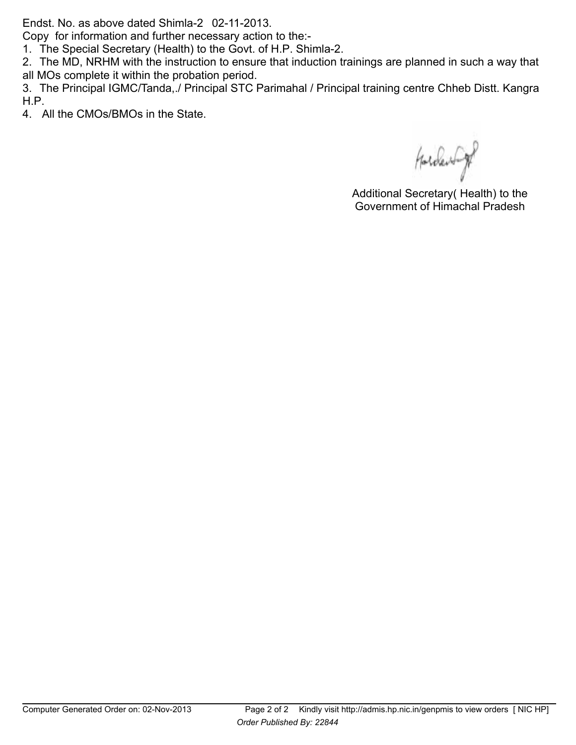Endst. No. as above dated Shimla-2 02-11-2013.

Copy for information and further necessary action to the:-

1. The Special Secretary (Health) to the Govt. of H.P. Shimla-2.
2. The MD, NRHM with the instruction to ensure that induction trainings are planned in such a way that all MOs complete it within the probation period.
3. The Principal IGMC/Tanda,./ Principal STC Parimahal / Principal training centre Chheb Distt. Kangra H.P.
4. All the CMOs/BMOs in the State.

Additional Secretary( Health) to the
Government of Himachal Pradesh

Computer Generated Order on: 02-Nov-2013 Kindly visit http://admis.hp.nic.in/genpmis to view orders [ NIC HP]

*Order Published By: 22844*